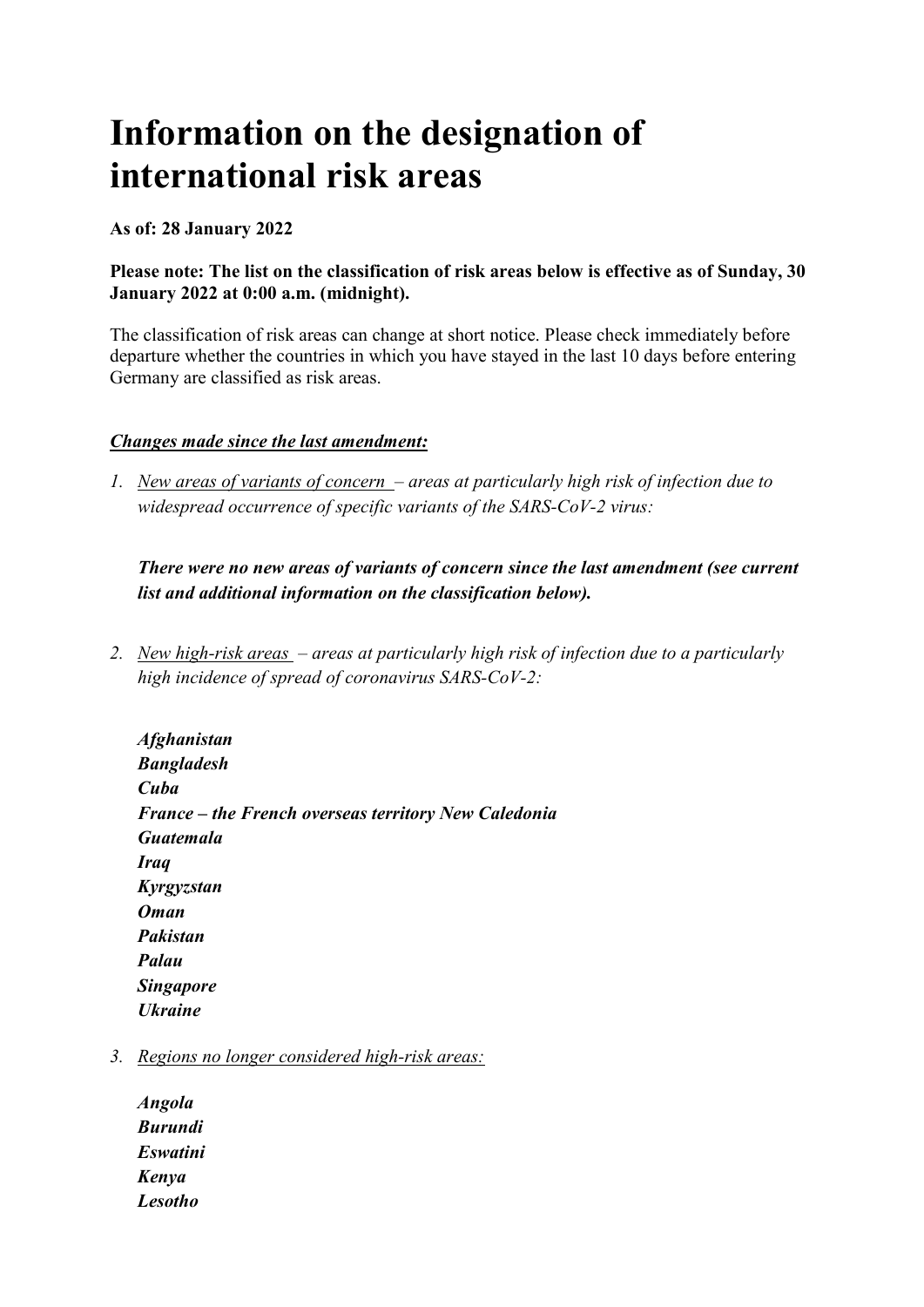# Information on the designation of international risk areas

**As of: 28 January 2022**

**Please note: The list on the classification of risk areas below is effective as of Sunday, 30 January 2022 at 0:00 a.m. (midnight).**

The classification of risk areas can change at short notice. Please check immediately before departure whether the countries in which you have stayed in the last 10 days before entering Germany are classified as risk areas.

***Changes made since the last amendment:***

1. *New areas of variants of concern – areas at particularly high risk of infection due to widespread occurrence of specific variants of the SARS-CoV-2 virus:*

   ***There were no new areas of variants of concern since the last amendment (see current list and additional information on the classification below).***

2. *New high-risk areas – areas at particularly high risk of infection due to a particularly high incidence of spread of coronavirus SARS-CoV-2:*

   ***Afghanistan***
   ***Bangladesh***
   ***Cuba***
   ***France – the French overseas territory New Caledonia***
   ***Guatemala***
   ***Iraq***
   ***Kyrgyzstan***
   ***Oman***
   ***Pakistan***
   ***Palau***
   ***Singapore***
   ***Ukraine***

3. *Regions no longer considered high-risk areas:*

   ***Angola***
   ***Burundi***
   ***Eswatini***
   ***Kenya***
   ***Lesotho***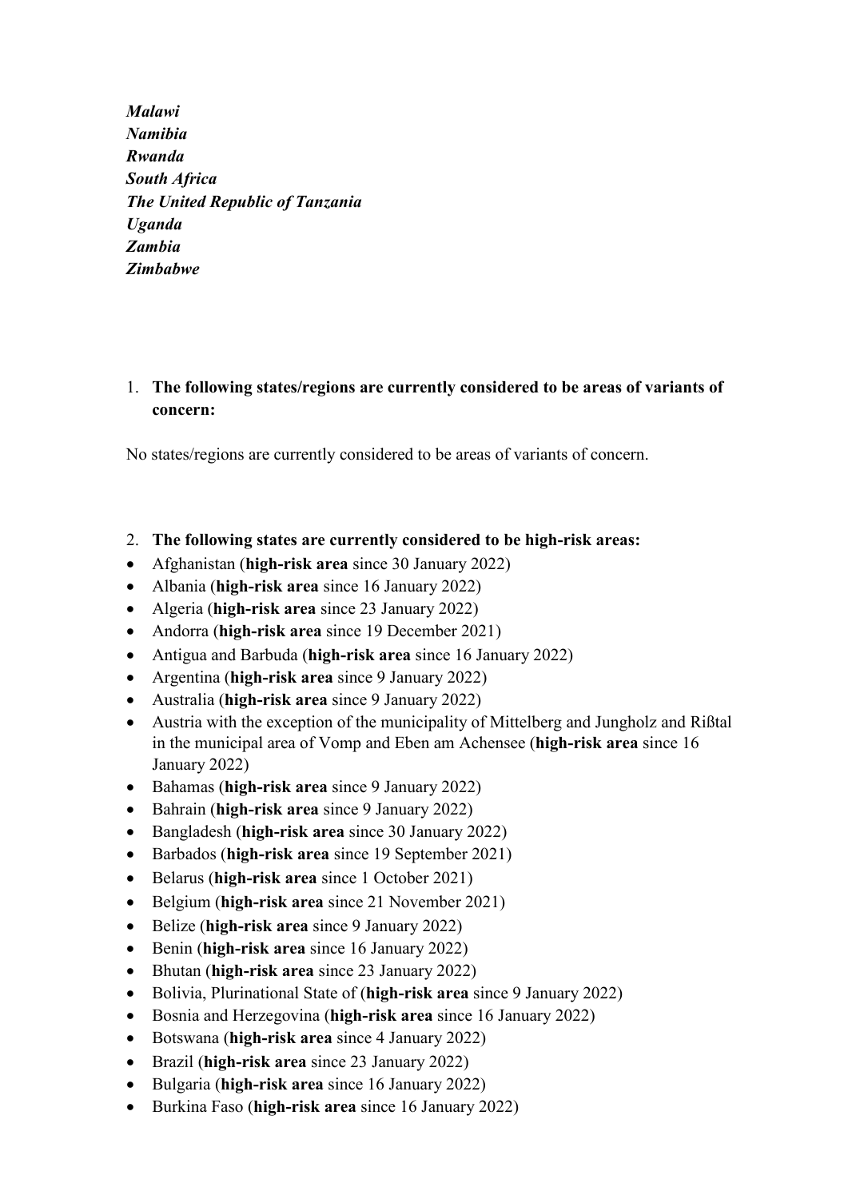***Malawi***
***Namibia***
***Rwanda***
***South Africa***
***The United Republic of Tanzania***
***Uganda***
***Zambia***
***Zimbabwe***

1. **The following states/regions are currently considered to be areas of variants of concern:**

No states/regions are currently considered to be areas of variants of concern.

2. **The following states are currently considered to be high-risk areas:**

- Afghanistan (**high-risk area** since 30 January 2022)
- Albania (**high-risk area** since 16 January 2022)
- Algeria (**high-risk area** since 23 January 2022)
- Andorra (**high-risk area** since 19 December 2021)
- Antigua and Barbuda (**high-risk area** since 16 January 2022)
- Argentina (**high-risk area** since 9 January 2022)
- Australia (**high-risk area** since 9 January 2022)
- Austria with the exception of the municipality of Mittelberg and Jungholz and Rißtal in the municipal area of Vomp and Eben am Achensee (**high-risk area** since 16 January 2022)
- Bahamas (**high-risk area** since 9 January 2022)
- Bahrain (**high-risk area** since 9 January 2022)
- Bangladesh (**high-risk area** since 30 January 2022)
- Barbados (**high-risk area** since 19 September 2021)
- Belarus (**high-risk area** since 1 October 2021)
- Belgium (**high-risk area** since 21 November 2021)
- Belize (**high-risk area** since 9 January 2022)
- Benin (**high-risk area** since 16 January 2022)
- Bhutan (**high-risk area** since 23 January 2022)
- Bolivia, Plurinational State of (**high-risk area** since 9 January 2022)
- Bosnia and Herzegovina (**high-risk area** since 16 January 2022)
- Botswana (**high-risk area** since 4 January 2022)
- Brazil (**high-risk area** since 23 January 2022)
- Bulgaria (**high-risk area** since 16 January 2022)
- Burkina Faso (**high-risk area** since 16 January 2022)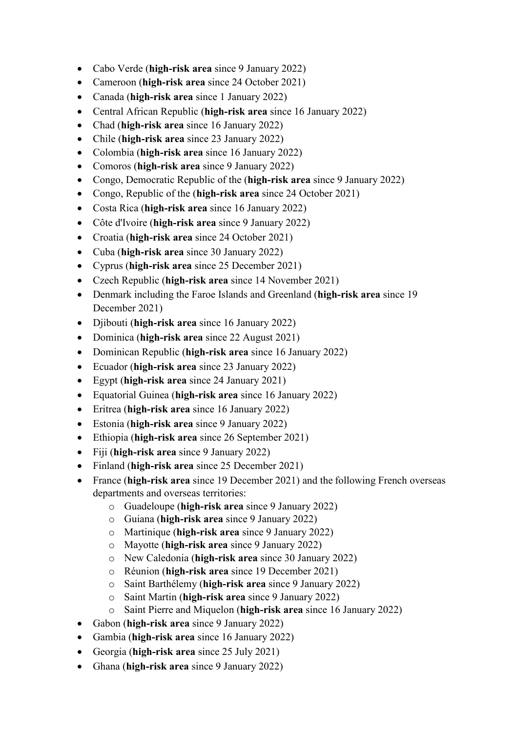- Cabo Verde (**high-risk area** since 9 January 2022)
- Cameroon (**high-risk area** since 24 October 2021)
- Canada (**high-risk area** since 1 January 2022)
- Central African Republic (**high-risk area** since 16 January 2022)
- Chad (**high-risk area** since 16 January 2022)
- Chile (**high-risk area** since 23 January 2022)
- Colombia (**high-risk area** since 16 January 2022)
- Comoros (**high-risk area** since 9 January 2022)
- Congo, Democratic Republic of the (**high-risk area** since 9 January 2022)
- Congo, Republic of the (**high-risk area** since 24 October 2021)
- Costa Rica (**high-risk area** since 16 January 2022)
- Côte d'Ivoire (**high-risk area** since 9 January 2022)
- Croatia (**high-risk area** since 24 October 2021)
- Cuba (**high-risk area** since 30 January 2022)
- Cyprus (**high-risk area** since 25 December 2021)
- Czech Republic (**high-risk area** since 14 November 2021)
- Denmark including the Faroe Islands and Greenland (**high-risk area** since 19 December 2021)
- Djibouti (**high-risk area** since 16 January 2022)
- Dominica (**high-risk area** since 22 August 2021)
- Dominican Republic (**high-risk area** since 16 January 2022)
- Ecuador (**high-risk area** since 23 January 2022)
- Egypt (**high-risk area** since 24 January 2021)
- Equatorial Guinea (**high-risk area** since 16 January 2022)
- Eritrea (**high-risk area** since 16 January 2022)
- Estonia (**high-risk area** since 9 January 2022)
- Ethiopia (**high-risk area** since 26 September 2021)
- Fiji (**high-risk area** since 9 January 2022)
- Finland (**high-risk area** since 25 December 2021)
- France (**high-risk area** since 19 December 2021) and the following French overseas departments and overseas territories:
  - Guadeloupe (**high-risk area** since 9 January 2022)
  - Guiana (**high-risk area** since 9 January 2022)
  - Martinique (**high-risk area** since 9 January 2022)
  - Mayotte (**high-risk area** since 9 January 2022)
  - New Caledonia (**high-risk area** since 30 January 2022)
  - Réunion (**high-risk area** since 19 December 2021)
  - Saint Barthélemy (**high-risk area** since 9 January 2022)
  - Saint Martin (**high-risk area** since 9 January 2022)
  - Saint Pierre and Miquelon (**high-risk area** since 16 January 2022)
- Gabon (**high-risk area** since 9 January 2022)
- Gambia (**high-risk area** since 16 January 2022)
- Georgia (**high-risk area** since 25 July 2021)
- Ghana (**high-risk area** since 9 January 2022)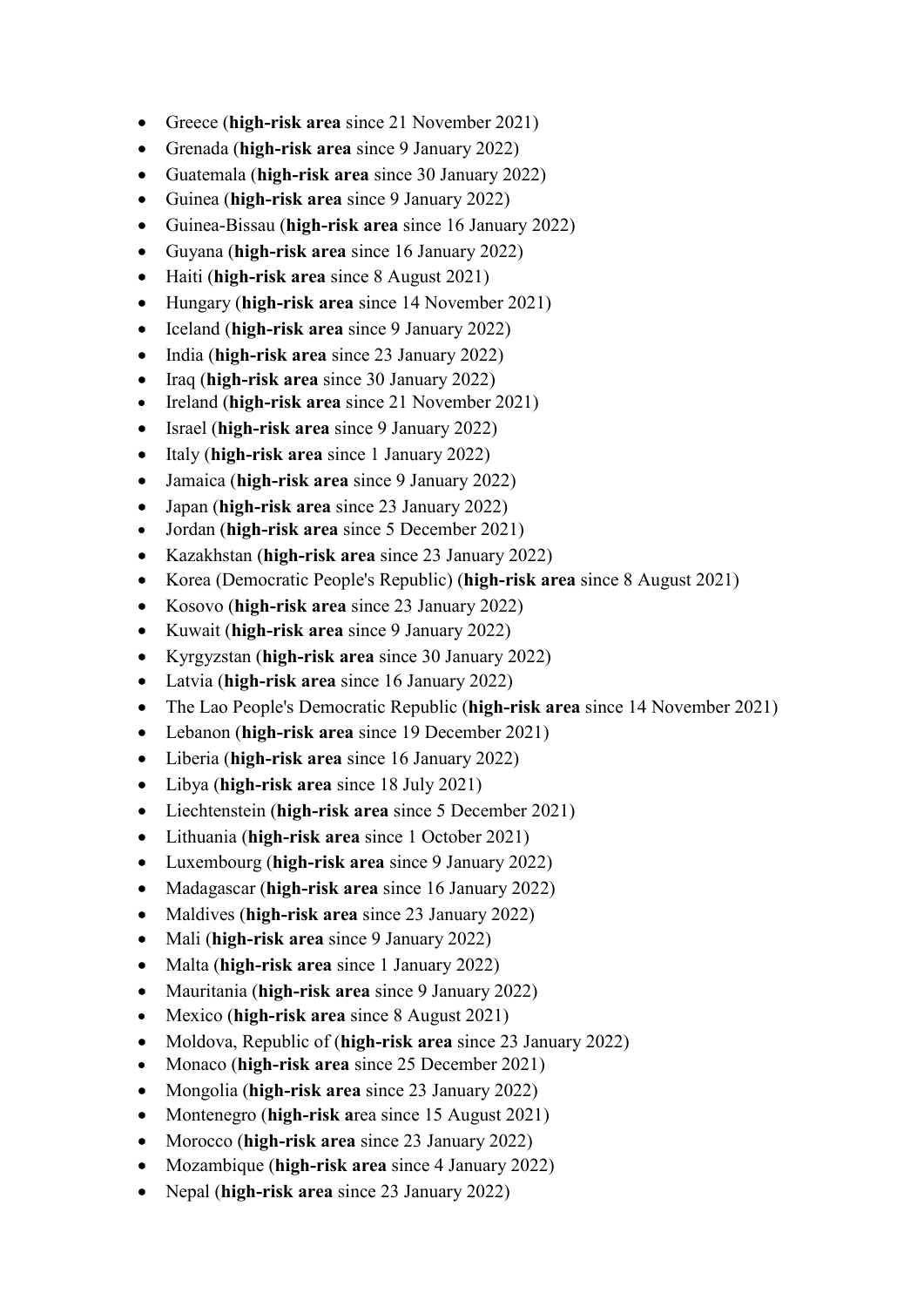- Greece (**high-risk area** since 21 November 2021)
- Grenada (**high-risk area** since 9 January 2022)
- Guatemala (**high-risk area** since 30 January 2022)
- Guinea (**high-risk area** since 9 January 2022)
- Guinea-Bissau (**high-risk area** since 16 January 2022)
- Guyana (**high-risk area** since 16 January 2022)
- Haiti (**high-risk area** since 8 August 2021)
- Hungary (**high-risk area** since 14 November 2021)
- Iceland (**high-risk area** since 9 January 2022)
- India (**high-risk area** since 23 January 2022)
- Iraq (**high-risk area** since 30 January 2022)
- Ireland (**high-risk area** since 21 November 2021)
- Israel (**high-risk area** since 9 January 2022)
- Italy (**high-risk area** since 1 January 2022)
- Jamaica (**high-risk area** since 9 January 2022)
- Japan (**high-risk area** since 23 January 2022)
- Jordan (**high-risk area** since 5 December 2021)
- Kazakhstan (**high-risk area** since 23 January 2022)
- Korea (Democratic People's Republic) (**high-risk area** since 8 August 2021)
- Kosovo (**high-risk area** since 23 January 2022)
- Kuwait (**high-risk area** since 9 January 2022)
- Kyrgyzstan (**high-risk area** since 30 January 2022)
- Latvia (**high-risk area** since 16 January 2022)
- The Lao People's Democratic Republic (**high-risk area** since 14 November 2021)
- Lebanon (**high-risk area** since 19 December 2021)
- Liberia (**high-risk area** since 16 January 2022)
- Libya (**high-risk area** since 18 July 2021)
- Liechtenstein (**high-risk area** since 5 December 2021)
- Lithuania (**high-risk area** since 1 October 2021)
- Luxembourg (**high-risk area** since 9 January 2022)
- Madagascar (**high-risk area** since 16 January 2022)
- Maldives (**high-risk area** since 23 January 2022)
- Mali (**high-risk area** since 9 January 2022)
- Malta (**high-risk area** since 1 January 2022)
- Mauritania (**high-risk area** since 9 January 2022)
- Mexico (**high-risk area** since 8 August 2021)
- Moldova, Republic of (**high-risk area** since 23 January 2022)
- Monaco (**high-risk area** since 25 December 2021)
- Mongolia (**high-risk area** since 23 January 2022)
- Montenegro (**high-risk a**rea since 15 August 2021)
- Morocco (**high-risk area** since 23 January 2022)
- Mozambique (**high-risk area** since 4 January 2022)
- Nepal (**high-risk area** since 23 January 2022)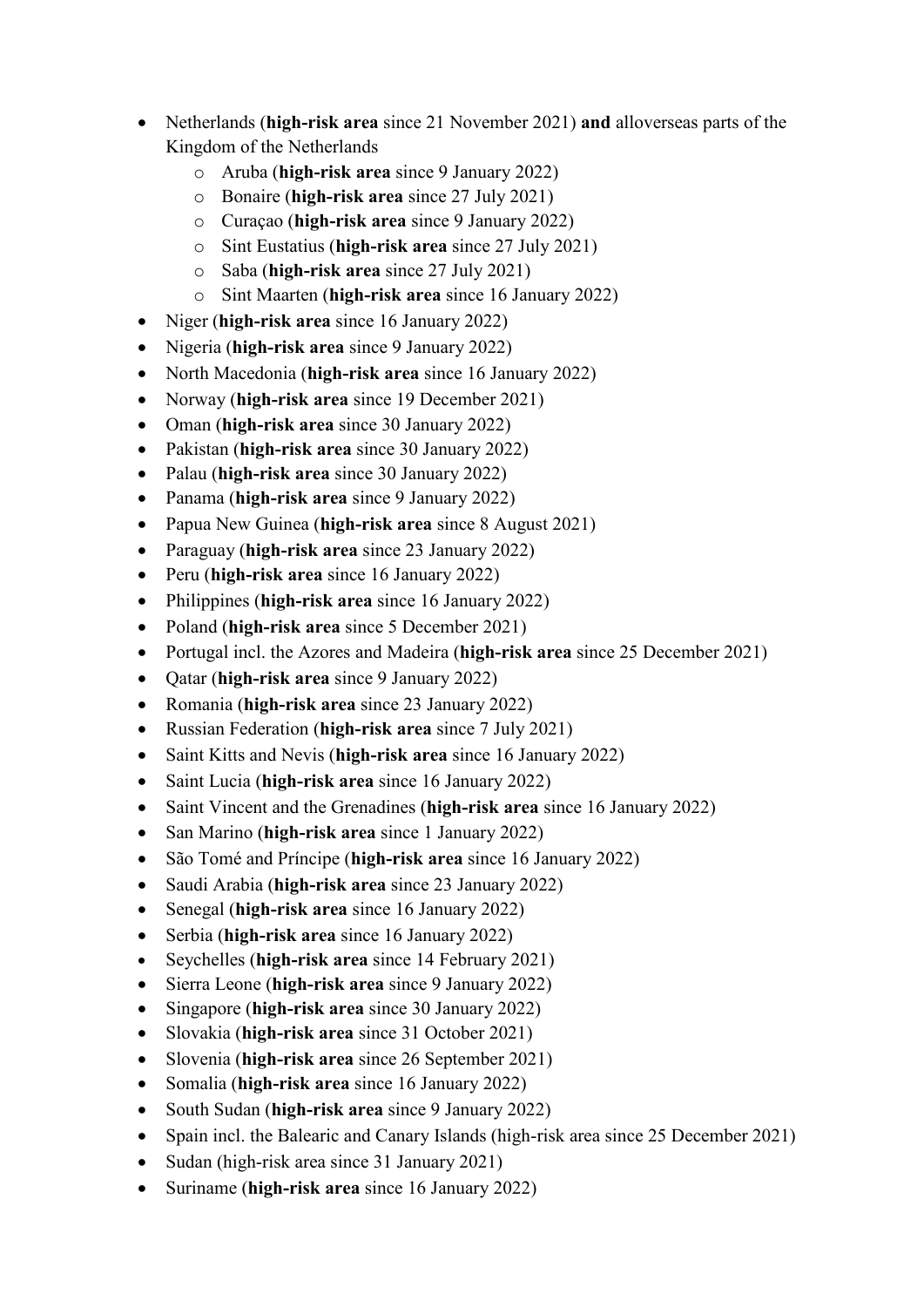- Netherlands (**high-risk area** since 21 November 2021) **and** alloverseas parts of the Kingdom of the Netherlands
  - Aruba (**high-risk area** since 9 January 2022)
  - Bonaire (**high-risk area** since 27 July 2021)
  - Curaçao (**high-risk area** since 9 January 2022)
  - Sint Eustatius (**high-risk area** since 27 July 2021)
  - Saba (**high-risk area** since 27 July 2021)
  - Sint Maarten (**high-risk area** since 16 January 2022)
- Niger (**high-risk area** since 16 January 2022)
- Nigeria (**high-risk area** since 9 January 2022)
- North Macedonia (**high-risk area** since 16 January 2022)
- Norway (**high-risk area** since 19 December 2021)
- Oman (**high-risk area** since 30 January 2022)
- Pakistan (**high-risk area** since 30 January 2022)
- Palau (**high-risk area** since 30 January 2022)
- Panama (**high-risk area** since 9 January 2022)
- Papua New Guinea (**high-risk area** since 8 August 2021)
- Paraguay (**high-risk area** since 23 January 2022)
- Peru (**high-risk area** since 16 January 2022)
- Philippines (**high-risk area** since 16 January 2022)
- Poland (**high-risk area** since 5 December 2021)
- Portugal incl. the Azores and Madeira (**high-risk area** since 25 December 2021)
- Qatar (**high-risk area** since 9 January 2022)
- Romania (**high-risk area** since 23 January 2022)
- Russian Federation (**high-risk area** since 7 July 2021)
- Saint Kitts and Nevis (**high-risk area** since 16 January 2022)
- Saint Lucia (**high-risk area** since 16 January 2022)
- Saint Vincent and the Grenadines (**high-risk area** since 16 January 2022)
- San Marino (**high-risk area** since 1 January 2022)
- São Tomé and Príncipe (**high-risk area** since 16 January 2022)
- Saudi Arabia (**high-risk area** since 23 January 2022)
- Senegal (**high-risk area** since 16 January 2022)
- Serbia (**high-risk area** since 16 January 2022)
- Seychelles (**high-risk area** since 14 February 2021)
- Sierra Leone (**high-risk area** since 9 January 2022)
- Singapore (**high-risk area** since 30 January 2022)
- Slovakia (**high-risk area** since 31 October 2021)
- Slovenia (**high-risk area** since 26 September 2021)
- Somalia (**high-risk area** since 16 January 2022)
- South Sudan (**high-risk area** since 9 January 2022)
- Spain incl. the Balearic and Canary Islands (high-risk area since 25 December 2021)
- Sudan (high-risk area since 31 January 2021)
- Suriname (**high-risk area** since 16 January 2022)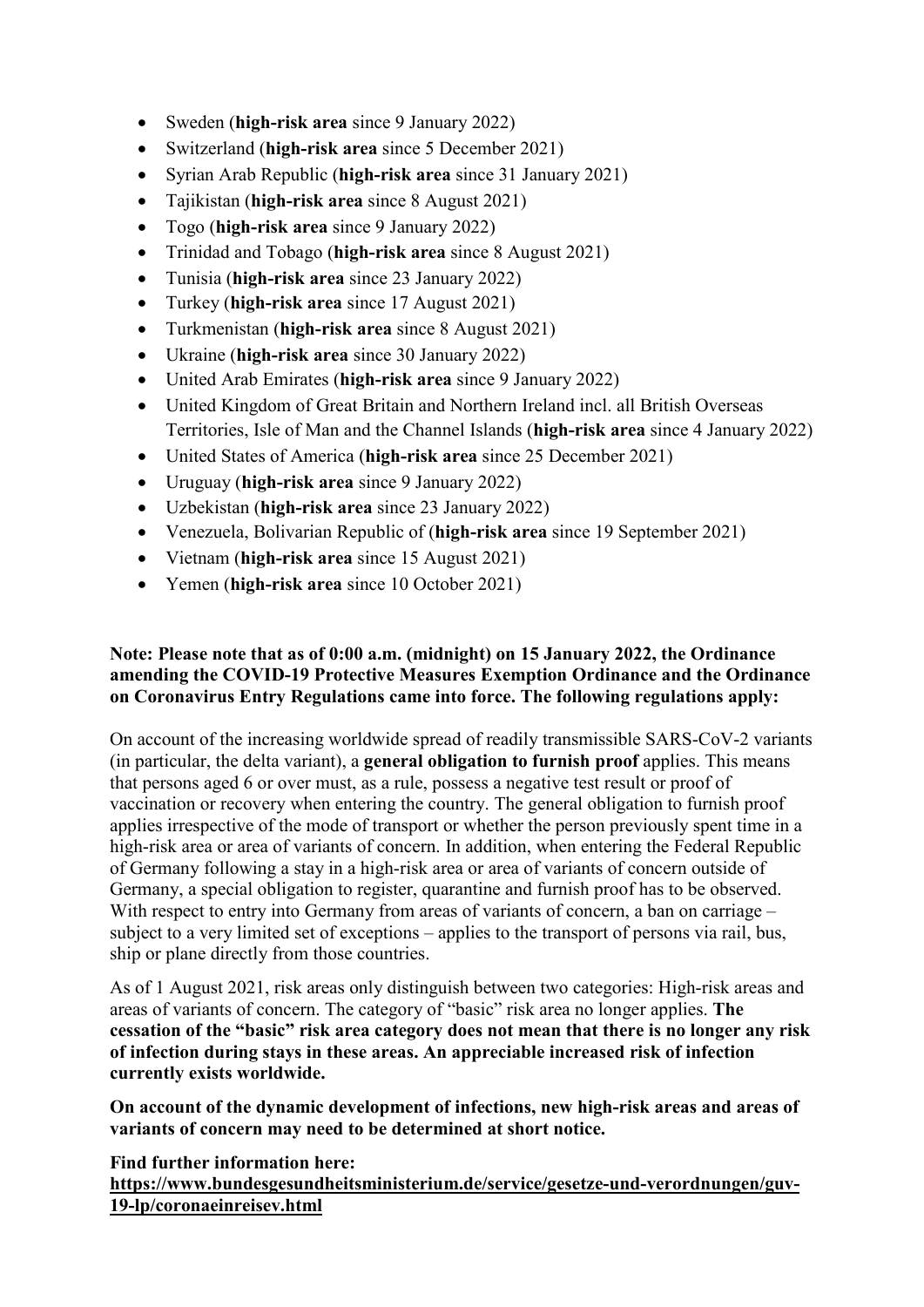- Sweden (**high-risk area** since 9 January 2022)
- Switzerland (**high-risk area** since 5 December 2021)
- Syrian Arab Republic (**high-risk area** since 31 January 2021)
- Tajikistan (**high-risk area** since 8 August 2021)
- Togo (**high-risk area** since 9 January 2022)
- Trinidad and Tobago (**high-risk area** since 8 August 2021)
- Tunisia (**high-risk area** since 23 January 2022)
- Turkey (**high-risk area** since 17 August 2021)
- Turkmenistan (**high-risk area** since 8 August 2021)
- Ukraine (**high-risk area** since 30 January 2022)
- United Arab Emirates (**high-risk area** since 9 January 2022)
- United Kingdom of Great Britain and Northern Ireland incl. all British Overseas Territories, Isle of Man and the Channel Islands (**high-risk area** since 4 January 2022)
- United States of America (**high-risk area** since 25 December 2021)
- Uruguay (**high-risk area** since 9 January 2022)
- Uzbekistan (**high-risk area** since 23 January 2022)
- Venezuela, Bolivarian Republic of (**high-risk area** since 19 September 2021)
- Vietnam (**high-risk area** since 15 August 2021)
- Yemen (**high-risk area** since 10 October 2021)

**Note: Please note that as of 0:00 a.m. (midnight) on 15 January 2022, the Ordinance amending the COVID-19 Protective Measures Exemption Ordinance and the Ordinance on Coronavirus Entry Regulations came into force. The following regulations apply:**

On account of the increasing worldwide spread of readily transmissible SARS-CoV-2 variants (in particular, the delta variant), a **general obligation to furnish proof** applies. This means that persons aged 6 or over must, as a rule, possess a negative test result or proof of vaccination or recovery when entering the country. The general obligation to furnish proof applies irrespective of the mode of transport or whether the person previously spent time in a high-risk area or area of variants of concern. In addition, when entering the Federal Republic of Germany following a stay in a high-risk area or area of variants of concern outside of Germany, a special obligation to register, quarantine and furnish proof has to be observed. With respect to entry into Germany from areas of variants of concern, a ban on carriage – subject to a very limited set of exceptions – applies to the transport of persons via rail, bus, ship or plane directly from those countries.

As of 1 August 2021, risk areas only distinguish between two categories: High-risk areas and areas of variants of concern. The category of "basic" risk area no longer applies. **The cessation of the "basic" risk area category does not mean that there is no longer any risk of infection during stays in these areas. An appreciable increased risk of infection currently exists worldwide.**

**On account of the dynamic development of infections, new high-risk areas and areas of variants of concern may need to be determined at short notice.**

**Find further information here:**
**https://www.bundesgesundheitsministerium.de/service/gesetze-und-verordnungen/guv-19-lp/coronaeinreisev.html**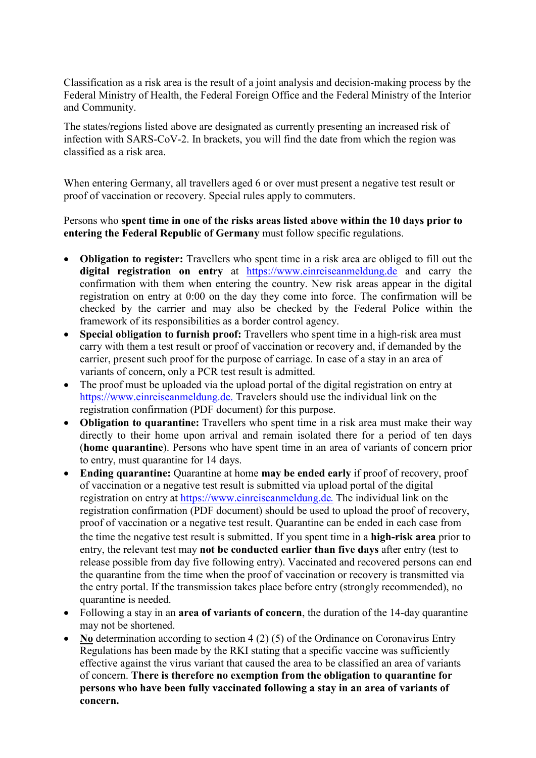Classification as a risk area is the result of a joint analysis and decision-making process by the Federal Ministry of Health, the Federal Foreign Office and the Federal Ministry of the Interior and Community.

The states/regions listed above are designated as currently presenting an increased risk of infection with SARS-CoV-2. In brackets, you will find the date from which the region was classified as a risk area.

When entering Germany, all travellers aged 6 or over must present a negative test result or proof of vaccination or recovery. Special rules apply to commuters.

Persons who **spent time in one of the risks areas listed above within the 10 days prior to entering the Federal Republic of Germany** must follow specific regulations.

- **Obligation to register:** Travellers who spent time in a risk area are obliged to fill out the **digital registration on entry** at https://www.einreiseanmeldung.de and carry the confirmation with them when entering the country. New risk areas appear in the digital registration on entry at 0:00 on the day they come into force. The confirmation will be checked by the carrier and may also be checked by the Federal Police within the framework of its responsibilities as a border control agency.
- **Special obligation to furnish proof:** Travellers who spent time in a high-risk area must carry with them a test result or proof of vaccination or recovery and, if demanded by the carrier, present such proof for the purpose of carriage. In case of a stay in an area of variants of concern, only a PCR test result is admitted.
- The proof must be uploaded via the upload portal of the digital registration on entry at https://www.einreiseanmeldung.de. Travelers should use the individual link on the registration confirmation (PDF document) for this purpose.
- **Obligation to quarantine:** Travellers who spent time in a risk area must make their way directly to their home upon arrival and remain isolated there for a period of ten days (**home quarantine**). Persons who have spent time in an area of variants of concern prior to entry, must quarantine for 14 days.
- **Ending quarantine:** Quarantine at home **may be ended early** if proof of recovery, proof of vaccination or a negative test result is submitted via upload portal of the digital registration on entry at https://www.einreiseanmeldung.de. The individual link on the registration confirmation (PDF document) should be used to upload the proof of recovery, proof of vaccination or a negative test result. Quarantine can be ended in each case from the time the negative test result is submitted. If you spent time in a **high-risk area** prior to entry, the relevant test may **not be conducted earlier than five days** after entry (test to release possible from day five following entry). Vaccinated and recovered persons can end the quarantine from the time when the proof of vaccination or recovery is transmitted via the entry portal. If the transmission takes place before entry (strongly recommended), no quarantine is needed.
- Following a stay in an **area of variants of concern**, the duration of the 14-day quarantine may not be shortened.
- **No** determination according to section 4 (2) (5) of the Ordinance on Coronavirus Entry Regulations has been made by the RKI stating that a specific vaccine was sufficiently effective against the virus variant that caused the area to be classified an area of variants of concern. **There is therefore no exemption from the obligation to quarantine for persons who have been fully vaccinated following a stay in an area of variants of concern.**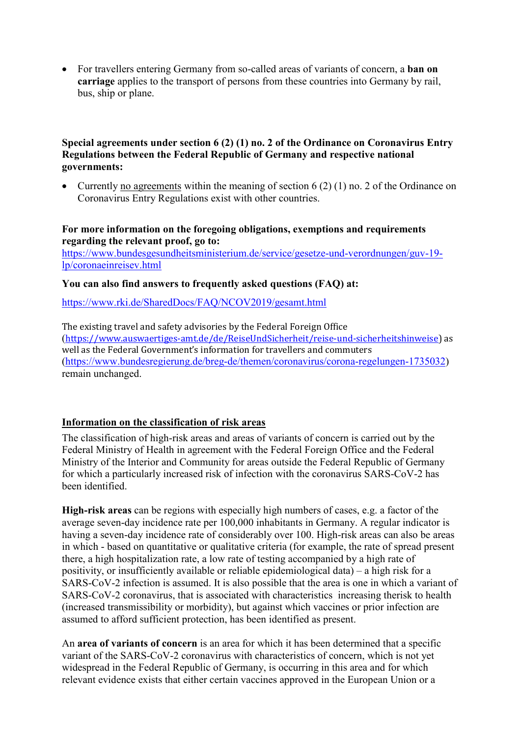- For travellers entering Germany from so-called areas of variants of concern, a **ban on carriage** applies to the transport of persons from these countries into Germany by rail, bus, ship or plane.

**Special agreements under section 6 (2) (1) no. 2 of the Ordinance on Coronavirus Entry Regulations between the Federal Republic of Germany and respective national governments:**

- Currently no agreements within the meaning of section 6 (2) (1) no. 2 of the Ordinance on Coronavirus Entry Regulations exist with other countries.

**For more information on the foregoing obligations, exemptions and requirements regarding the relevant proof, go to:**
https://www.bundesgesundheitsministerium.de/service/gesetze-und-verordnungen/guv-19-lp/coronaeinreisev.html

**You can also find answers to frequently asked questions (FAQ) at:**

https://www.rki.de/SharedDocs/FAQ/NCOV2019/gesamt.html

The existing travel and safety advisories by the Federal Foreign Office (https://www.auswaertiges-amt.de/de/ReiseUndSicherheit/reise-und-sicherheitshinweise) as well as the Federal Government's information for travellers and commuters (https://www.bundesregierung.de/breg-de/themen/coronavirus/corona-regelungen-1735032) remain unchanged.

## Information on the classification of risk areas

The classification of high-risk areas and areas of variants of concern is carried out by the Federal Ministry of Health in agreement with the Federal Foreign Office and the Federal Ministry of the Interior and Community for areas outside the Federal Republic of Germany for which a particularly increased risk of infection with the coronavirus SARS-CoV-2 has been identified.

**High-risk areas** can be regions with especially high numbers of cases, e.g. a factor of the average seven-day incidence rate per 100,000 inhabitants in Germany. A regular indicator is having a seven-day incidence rate of considerably over 100. High-risk areas can also be areas in which - based on quantitative or qualitative criteria (for example, the rate of spread present there, a high hospitalization rate, a low rate of testing accompanied by a high rate of positivity, or insufficiently available or reliable epidemiological data) – a high risk for a SARS-CoV-2 infection is assumed. It is also possible that the area is one in which a variant of SARS-CoV-2 coronavirus, that is associated with characteristics increasing therisk to health (increased transmissibility or morbidity), but against which vaccines or prior infection are assumed to afford sufficient protection, has been identified as present.

An **area of variants of concern** is an area for which it has been determined that a specific variant of the SARS-CoV-2 coronavirus with characteristics of concern, which is not yet widespread in the Federal Republic of Germany, is occurring in this area and for which relevant evidence exists that either certain vaccines approved in the European Union or a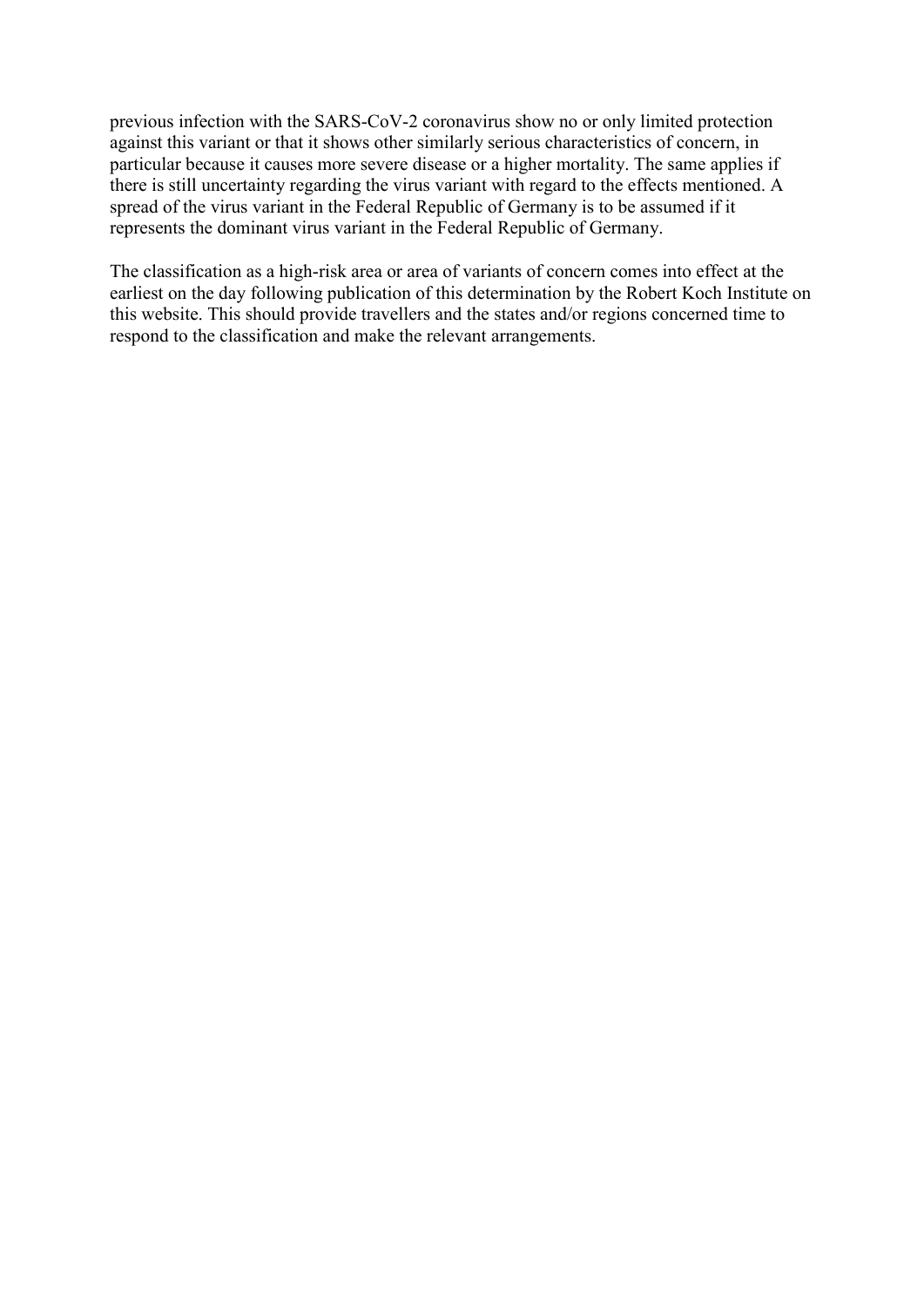previous infection with the SARS-CoV-2 coronavirus show no or only limited protection against this variant or that it shows other similarly serious characteristics of concern, in particular because it causes more severe disease or a higher mortality. The same applies if there is still uncertainty regarding the virus variant with regard to the effects mentioned. A spread of the virus variant in the Federal Republic of Germany is to be assumed if it represents the dominant virus variant in the Federal Republic of Germany.

The classification as a high-risk area or area of variants of concern comes into effect at the earliest on the day following publication of this determination by the Robert Koch Institute on this website. This should provide travellers and the states and/or regions concerned time to respond to the classification and make the relevant arrangements.